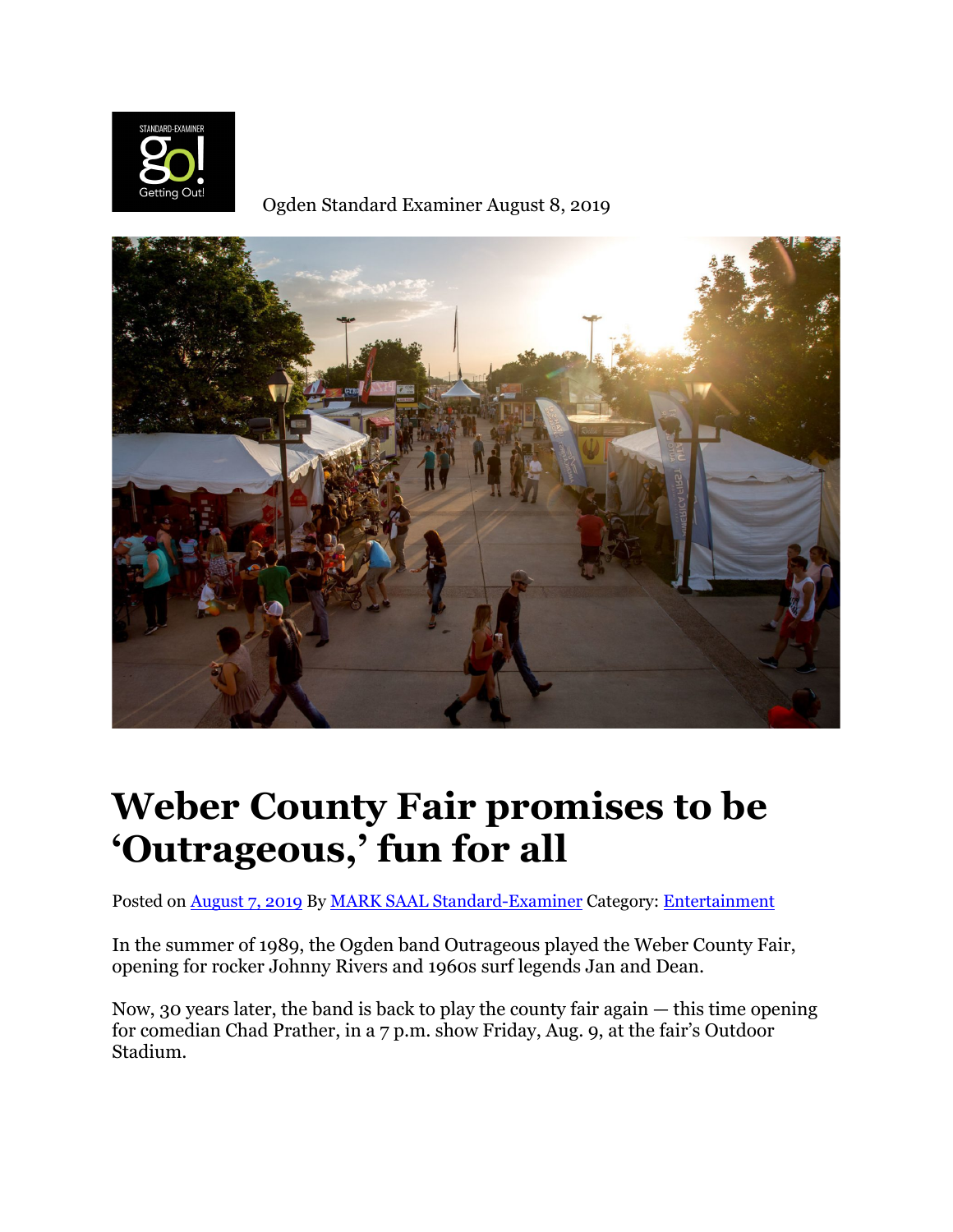Ogden Standard Examiner August 8, 2019

# Weber County Fair promises to be 'Outrageous,' fun for all

Posted on [August 7, 2019] By [MARK SAAL Standard-Examiner] Category: [Entertainment]

In the summer of 1989, the Ogden band Outrageous played the Weber County Fair, opening for rocker Johnny Rivers and 1960s surf legends Jan and Dean.

Now, 30 years later, the band is back to play the county fair again — this time opening for comedian Chad Prather, in a 7 p.m. show Friday, Aug. 9, at the fair's Outdoor Stadium.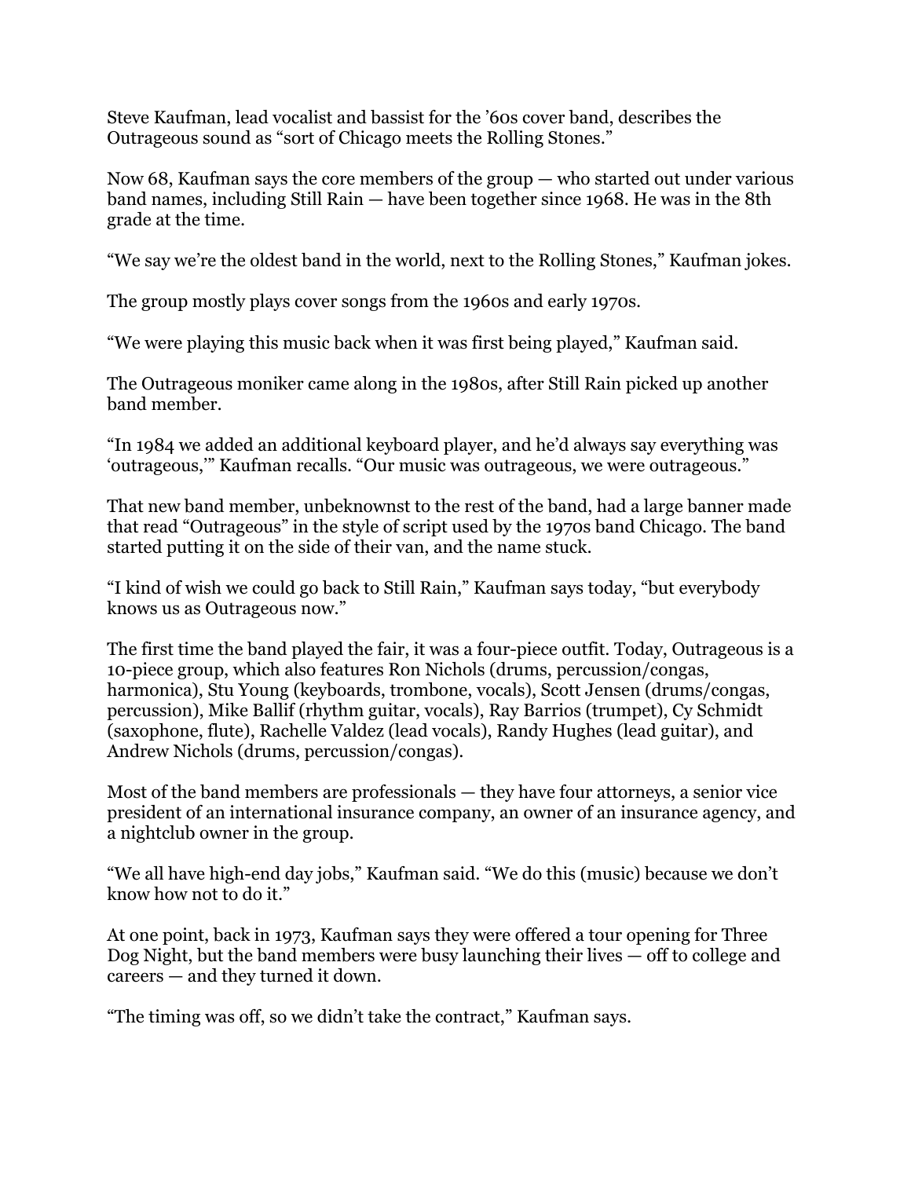Steve Kaufman, lead vocalist and bassist for the ’60s cover band, describes the Outrageous sound as “sort of Chicago meets the Rolling Stones.”

Now 68, Kaufman says the core members of the group — who started out under various band names, including Still Rain — have been together since 1968. He was in the 8th grade at the time.

“We say we’re the oldest band in the world, next to the Rolling Stones,” Kaufman jokes.

The group mostly plays cover songs from the 1960s and early 1970s.

“We were playing this music back when it was first being played,” Kaufman said.

The Outrageous moniker came along in the 1980s, after Still Rain picked up another band member.

“In 1984 we added an additional keyboard player, and he’d always say everything was ‘outrageous,’” Kaufman recalls. “Our music was outrageous, we were outrageous.”

That new band member, unbeknownst to the rest of the band, had a large banner made that read “Outrageous” in the style of script used by the 1970s band Chicago. The band started putting it on the side of their van, and the name stuck.

“I kind of wish we could go back to Still Rain,” Kaufman says today, “but everybody knows us as Outrageous now.”

The first time the band played the fair, it was a four-piece outfit. Today, Outrageous is a 10-piece group, which also features Ron Nichols (drums, percussion/congas, harmonica), Stu Young (keyboards, trombone, vocals), Scott Jensen (drums/congas, percussion), Mike Ballif (rhythm guitar, vocals), Ray Barrios (trumpet), Cy Schmidt (saxophone, flute), Rachelle Valdez (lead vocals), Randy Hughes (lead guitar), and Andrew Nichols (drums, percussion/congas).

Most of the band members are professionals — they have four attorneys, a senior vice president of an international insurance company, an owner of an insurance agency, and a nightclub owner in the group.

“We all have high-end day jobs,” Kaufman said. “We do this (music) because we don’t know how not to do it.”

At one point, back in 1973, Kaufman says they were offered a tour opening for Three Dog Night, but the band members were busy launching their lives — off to college and careers — and they turned it down.

“The timing was off, so we didn’t take the contract,” Kaufman says.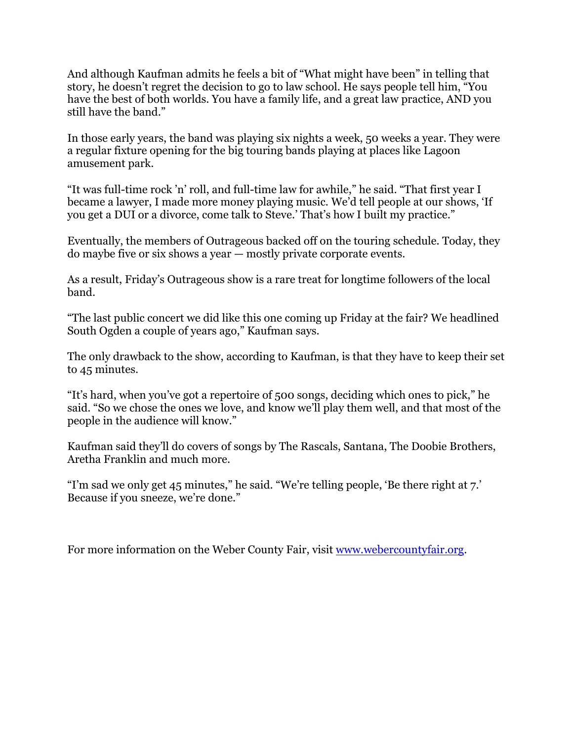And although Kaufman admits he feels a bit of "What might have been" in telling that story, he doesn't regret the decision to go to law school. He says people tell him, "You have the best of both worlds. You have a family life, and a great law practice, AND you still have the band."

In those early years, the band was playing six nights a week, 50 weeks a year. They were a regular fixture opening for the big touring bands playing at places like Lagoon amusement park.

"It was full-time rock 'n' roll, and full-time law for awhile," he said. "That first year I became a lawyer, I made more money playing music. We'd tell people at our shows, 'If you get a DUI or a divorce, come talk to Steve.' That's how I built my practice."

Eventually, the members of Outrageous backed off on the touring schedule. Today, they do maybe five or six shows a year — mostly private corporate events.

As a result, Friday's Outrageous show is a rare treat for longtime followers of the local band.

"The last public concert we did like this one coming up Friday at the fair? We headlined South Ogden a couple of years ago," Kaufman says.

The only drawback to the show, according to Kaufman, is that they have to keep their set to 45 minutes.

"It's hard, when you've got a repertoire of 500 songs, deciding which ones to pick," he said. "So we chose the ones we love, and know we'll play them well, and that most of the people in the audience will know."

Kaufman said they'll do covers of songs by The Rascals, Santana, The Doobie Brothers, Aretha Franklin and much more.

"I'm sad we only get 45 minutes," he said. "We're telling people, 'Be there right at 7.' Because if you sneeze, we're done."

For more information on the Weber County Fair, visit [www.webercountyfair.org](http://www.webercountyfair.org).